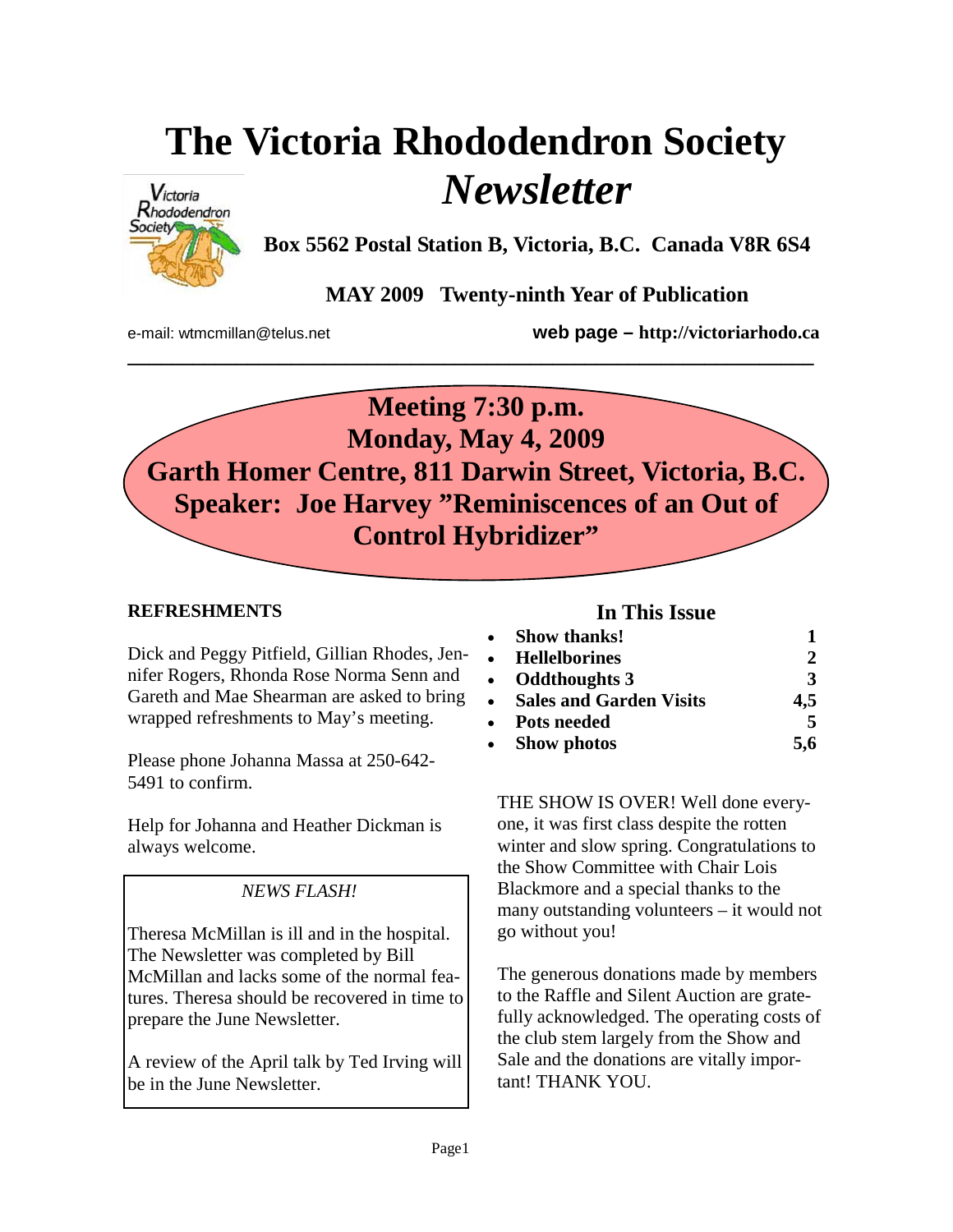# The Victoria Rhododendron Society *Newsletter*

**Box 5562 Postal Station B, Victoria, B.C. Canada V8R 6S4**

**MAY 2009 Twenty-ninth Year of Publication**

e-mail: wtmcmillan@telus.net **web page – http://victoriarhodo.ca**

---

**Meeting 7:30 p.m.**
**Monday, May 4, 2009**
**Garth Homer Centre, 811 Darwin Street, Victoria, B.C.**
**Speaker: Joe Harvey "Reminiscences of an Out of Control Hybridizer"**

**REFRESHMENTS**

Dick and Peggy Pitfield, Gillian Rhodes, Jennifer Rogers, Rhonda Rose Norma Senn and Gareth and Mae Shearman are asked to bring wrapped refreshments to May's meeting.

Please phone Johanna Massa at 250-642-5491 to confirm.

Help for Johanna and Heather Dickman is always welcome.

> *NEWS FLASH!*
>
> Theresa McMillan is ill and in the hospital. The Newsletter was completed by Bill McMillan and lacks some of the normal features. Theresa should be recovered in time to prepare the June Newsletter.
>
> A review of the April talk by Ted Irving will be in the June Newsletter.

## In This Issue

- **Show thanks! 1**
- **Hellelborines 2**
- **Oddthoughts 3 3**
- **Sales and Garden Visits 4,5**
- **Pots needed 5**
- **Show photos 5,6**

THE SHOW IS OVER! Well done everyone, it was first class despite the rotten winter and slow spring. Congratulations to the Show Committee with Chair Lois Blackmore and a special thanks to the many outstanding volunteers – it would not go without you!

The generous donations made by members to the Raffle and Silent Auction are gratefully acknowledged. The operating costs of the club stem largely from the Show and Sale and the donations are vitally important! THANK YOU.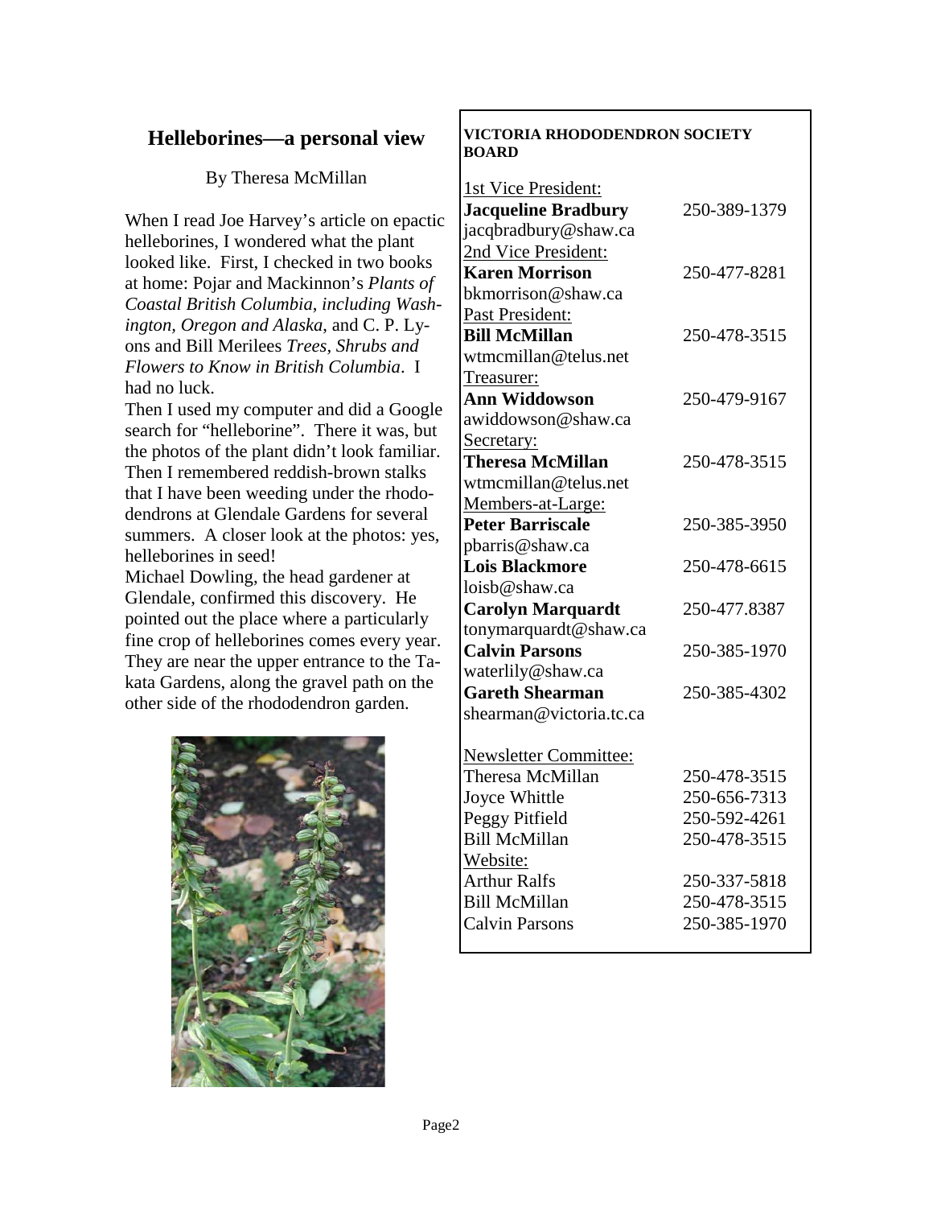## Helleborines—a personal view

By Theresa McMillan

When I read Joe Harvey's article on epactic helleborines, I wondered what the plant looked like. First, I checked in two books at home: Pojar and Mackinnon's *Plants of Coastal British Columbia, including Washington, Oregon and Alaska*, and C. P. Lyons and Bill Merilees *Trees, Shrubs and Flowers to Know in British Columbia*. I had no luck.

Then I used my computer and did a Google search for "helleborine". There it was, but the photos of the plant didn't look familiar. Then I remembered reddish-brown stalks that I have been weeding under the rhododendrons at Glendale Gardens for several summers. A closer look at the photos: yes, helleborines in seed!

Michael Dowling, the head gardener at Glendale, confirmed this discovery. He pointed out the place where a particularly fine crop of helleborines comes every year. They are near the upper entrance to the Takata Gardens, along the gravel path on the other side of the rhododendron garden.

**VICTORIA RHODODENDRON SOCIETY BOARD**

1st Vice President:
**Jacqueline Bradbury** 250-389-1379
jacqbradbury@shaw.ca

2nd Vice President:
**Karen Morrison** 250-477-8281
bkmorrison@shaw.ca

Past President:
**Bill McMillan** 250-478-3515
wtmcmillan@telus.net

Treasurer:
**Ann Widdowson** 250-479-9167
awiddowson@shaw.ca

Secretary:
**Theresa McMillan** 250-478-3515
wtmcmillan@telus.net

Members-at-Large:
**Peter Barriscale** 250-385-3950
pbarris@shaw.ca
**Lois Blackmore** 250-478-6615
loisb@shaw.ca
**Carolyn Marquardt** 250-477.8387
tonymarquardt@shaw.ca
**Calvin Parsons** 250-385-1970
waterlily@shaw.ca
**Gareth Shearman** 250-385-4302
shearman@victoria.tc.ca

Newsletter Committee:
Theresa McMillan 250-478-3515
Joyce Whittle 250-656-7313
Peggy Pitfield 250-592-4261
Bill McMillan 250-478-3515

Website:
Arthur Ralfs 250-337-5818
Bill McMillan 250-478-3515
Calvin Parsons 250-385-1970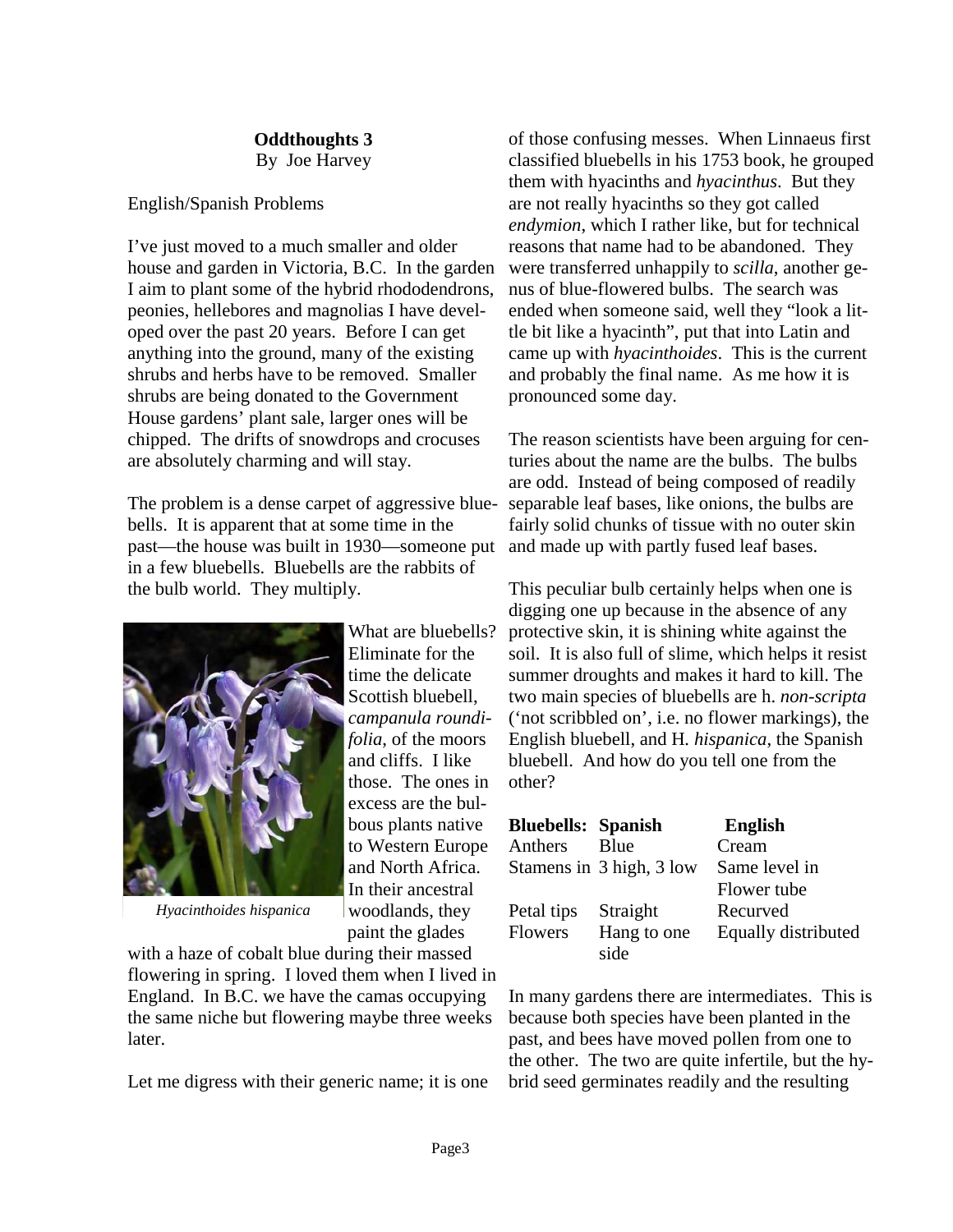**Oddthoughts 3**
By Joe Harvey

English/Spanish Problems

I've just moved to a much smaller and older house and garden in Victoria, B.C. In the garden I aim to plant some of the hybrid rhododendrons, peonies, hellebores and magnolias I have developed over the past 20 years. Before I can get anything into the ground, many of the existing shrubs and herbs have to be removed. Smaller shrubs are being donated to the Government House gardens' plant sale, larger ones will be chipped. The drifts of snowdrops and crocuses are absolutely charming and will stay.

The problem is a dense carpet of aggressive bluebells. It is apparent that at some time in the past—the house was built in 1930—someone put in a few bluebells. Bluebells are the rabbits of the bulb world. They multiply.

*Hyacinthoides hispanica*

What are bluebells? Eliminate for the time the delicate Scottish bluebell, *campanula roundifolia*, of the moors and cliffs. I like those. The ones in excess are the bulbous plants native to Western Europe and North Africa. In their ancestral woodlands, they paint the glades with a haze of cobalt blue during their massed flowering in spring. I loved them when I lived in England. In B.C. we have the camas occupying the same niche but flowering maybe three weeks later.

Let me digress with their generic name; it is one of those confusing messes. When Linnaeus first classified bluebells in his 1753 book, he grouped them with hyacinths and *hyacinthus*. But they are not really hyacinths so they got called *endymion*, which I rather like, but for technical reasons that name had to be abandoned. They were transferred unhappily to *scilla*, another genus of blue-flowered bulbs. The search was ended when someone said, well they "look a little bit like a hyacinth", put that into Latin and came up with *hyacinthoides*. This is the current and probably the final name. As me how it is pronounced some day.

The reason scientists have been arguing for centuries about the name are the bulbs. The bulbs are odd. Instead of being composed of readily separable leaf bases, like onions, the bulbs are fairly solid chunks of tissue with no outer skin and made up with partly fused leaf bases.

This peculiar bulb certainly helps when one is digging one up because in the absence of any protective skin, it is shining white against the soil. It is also full of slime, which helps it resist summer droughts and makes it hard to kill. The two main species of bluebells are h. *non-scripta* ('not scribbled on', i.e. no flower markings), the English bluebell, and H. *hispanica*, the Spanish bluebell. And how do you tell one from the other?

| **Bluebells:** | **Spanish** | **English** |
|---|---|---|
| Anthers | Blue | Cream |
| Stamens in | 3 high, 3 low | Same level in Flower tube |
| Petal tips | Straight | Recurved |
| Flowers | Hang to one side | Equally distributed |

In many gardens there are intermediates. This is because both species have been planted in the past, and bees have moved pollen from one to the other. The two are quite infertile, but the hybrid seed germinates readily and the resulting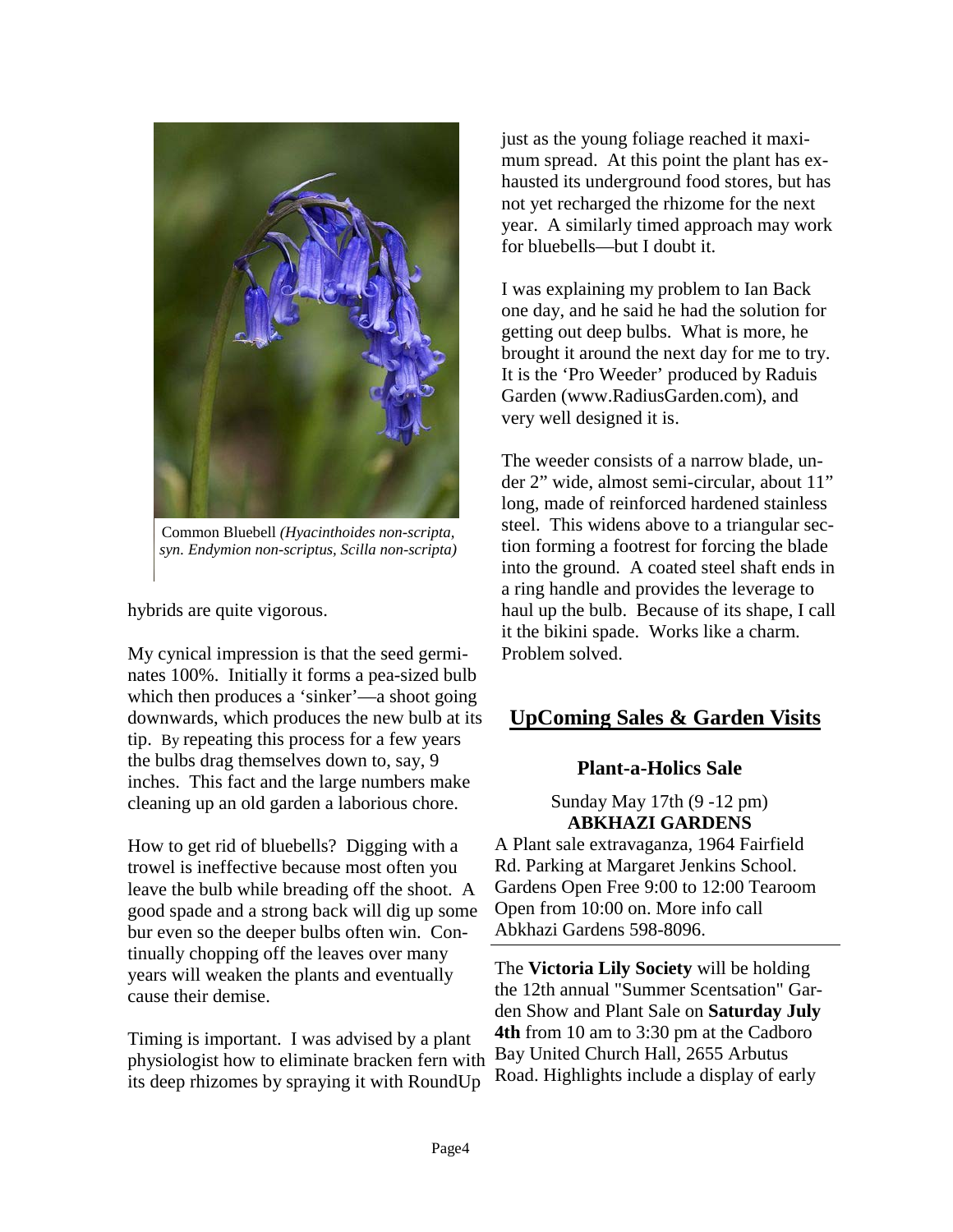Common Bluebell *(Hyacinthoides non-scripta, syn. Endymion non-scriptus, Scilla non-scripta)*

hybrids are quite vigorous.

My cynical impression is that the seed germinates 100%. Initially it forms a pea-sized bulb which then produces a 'sinker'—a shoot going downwards, which produces the new bulb at its tip. By repeating this process for a few years the bulbs drag themselves down to, say, 9 inches. This fact and the large numbers make cleaning up an old garden a laborious chore.

How to get rid of bluebells? Digging with a trowel is ineffective because most often you leave the bulb while breading off the shoot. A good spade and a strong back will dig up some bur even so the deeper bulbs often win. Continually chopping off the leaves over many years will weaken the plants and eventually cause their demise.

Timing is important. I was advised by a plant physiologist how to eliminate bracken fern with its deep rhizomes by spraying it with RoundUp just as the young foliage reached it maximum spread. At this point the plant has exhausted its underground food stores, but has not yet recharged the rhizome for the next year. A similarly timed approach may work for bluebells—but I doubt it.

I was explaining my problem to Ian Back one day, and he said he had the solution for getting out deep bulbs. What is more, he brought it around the next day for me to try. It is the 'Pro Weeder' produced by Raduis Garden (www.RadiusGarden.com), and very well designed it is.

The weeder consists of a narrow blade, under 2" wide, almost semi-circular, about 11" long, made of reinforced hardened stainless steel. This widens above to a triangular section forming a footrest for forcing the blade into the ground. A coated steel shaft ends in a ring handle and provides the leverage to haul up the bulb. Because of its shape, I call it the bikini spade. Works like a charm. Problem solved.

## UpComing Sales & Garden Visits

### Plant-a-Holics Sale

Sunday May 17th (9 -12 pm)
**ABKHAZI GARDENS**
A Plant sale extravaganza, 1964 Fairfield Rd. Parking at Margaret Jenkins School. Gardens Open Free 9:00 to 12:00 Tearoom Open from 10:00 on. More info call Abkhazi Gardens 598-8096.

---

The **Victoria Lily Society** will be holding the 12th annual "Summer Scentsation" Garden Show and Plant Sale on **Saturday July 4th** from 10 am to 3:30 pm at the Cadboro Bay United Church Hall, 2655 Arbutus Road. Highlights include a display of early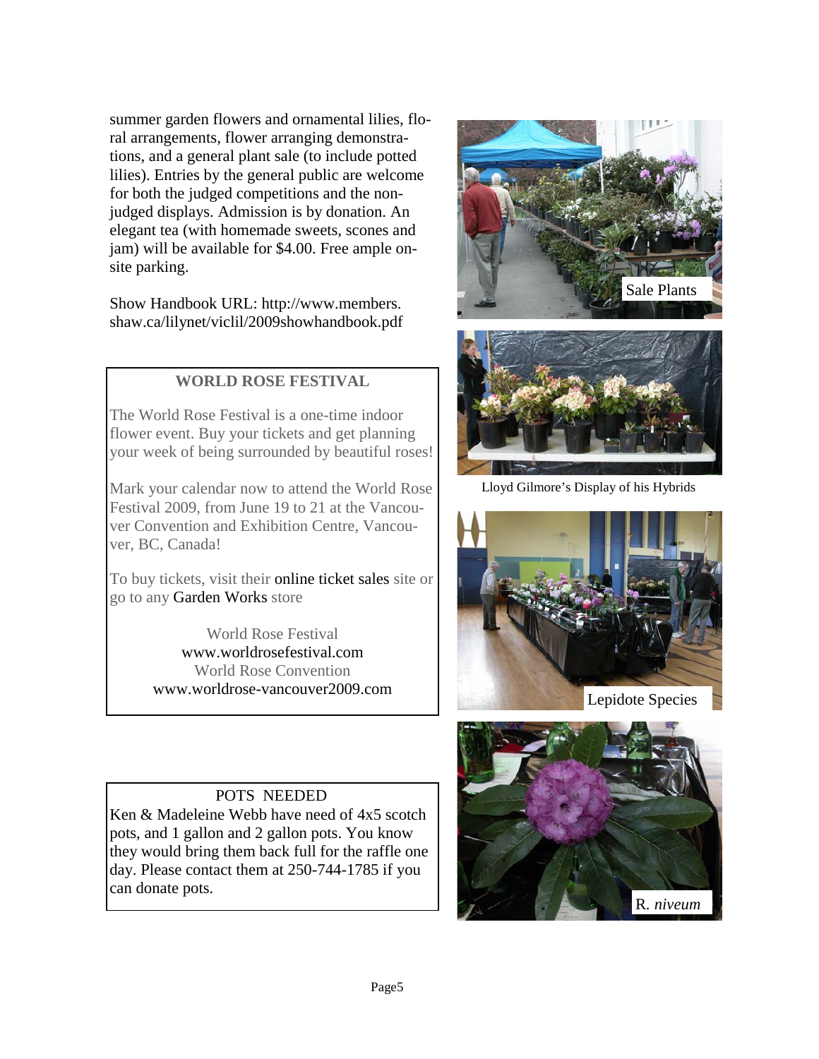summer garden flowers and ornamental lilies, floral arrangements, flower arranging demonstrations, and a general plant sale (to include potted lilies). Entries by the general public are welcome for both the judged competitions and the non-judged displays. Admission is by donation. An elegant tea (with homemade sweets, scones and jam) will be available for $4.00. Free ample on-site parking.

Show Handbook URL: http://www.members.shaw.ca/lilynet/viclil/2009showhandbook.pdf

## WORLD ROSE FESTIVAL

The World Rose Festival is a one-time indoor flower event. Buy your tickets and get planning your week of being surrounded by beautiful roses!

Mark your calendar now to attend the World Rose Festival 2009, from June 19 to 21 at the Vancouver Convention and Exhibition Centre, Vancouver, BC, Canada!

To buy tickets, visit their online ticket sales site or go to any Garden Works store

World Rose Festival
www.worldrosefestival.com
World Rose Convention
www.worldrose-vancouver2009.com

## POTS NEEDED

Ken & Madeleine Webb have need of 4x5 scotch pots, and 1 gallon and 2 gallon pots. You know they would bring them back full for the raffle one day. Please contact them at 250-744-1785 if you can donate pots.

Sale Plants

Lloyd Gilmore's Display of his Hybrids

Lepidote Species

R. *niveum*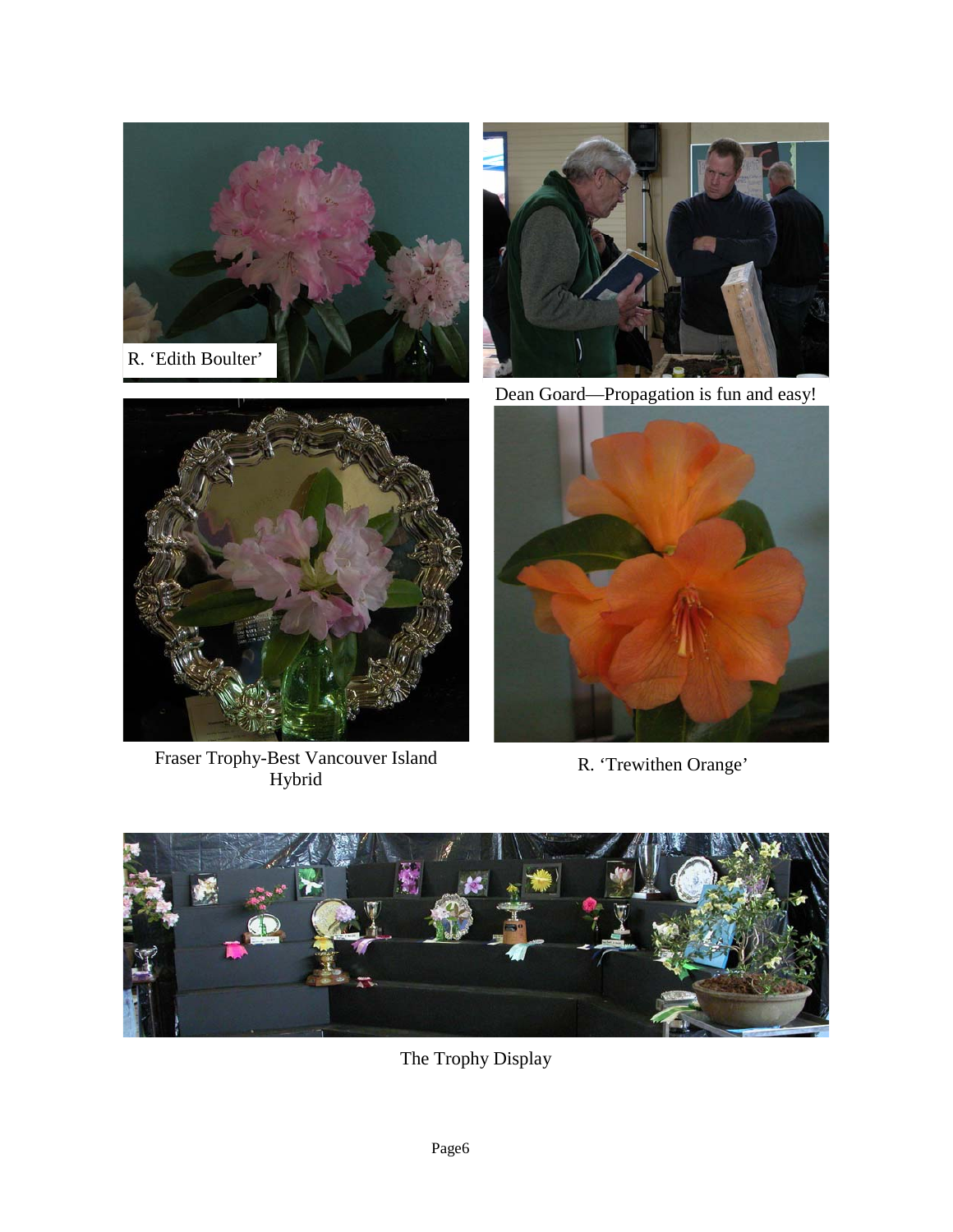R. 'Edith Boulter'

Dean Goard—Propagation is fun and easy!

Fraser Trophy-Best Vancouver Island Hybrid

R. 'Trewithen Orange'

The Trophy Display